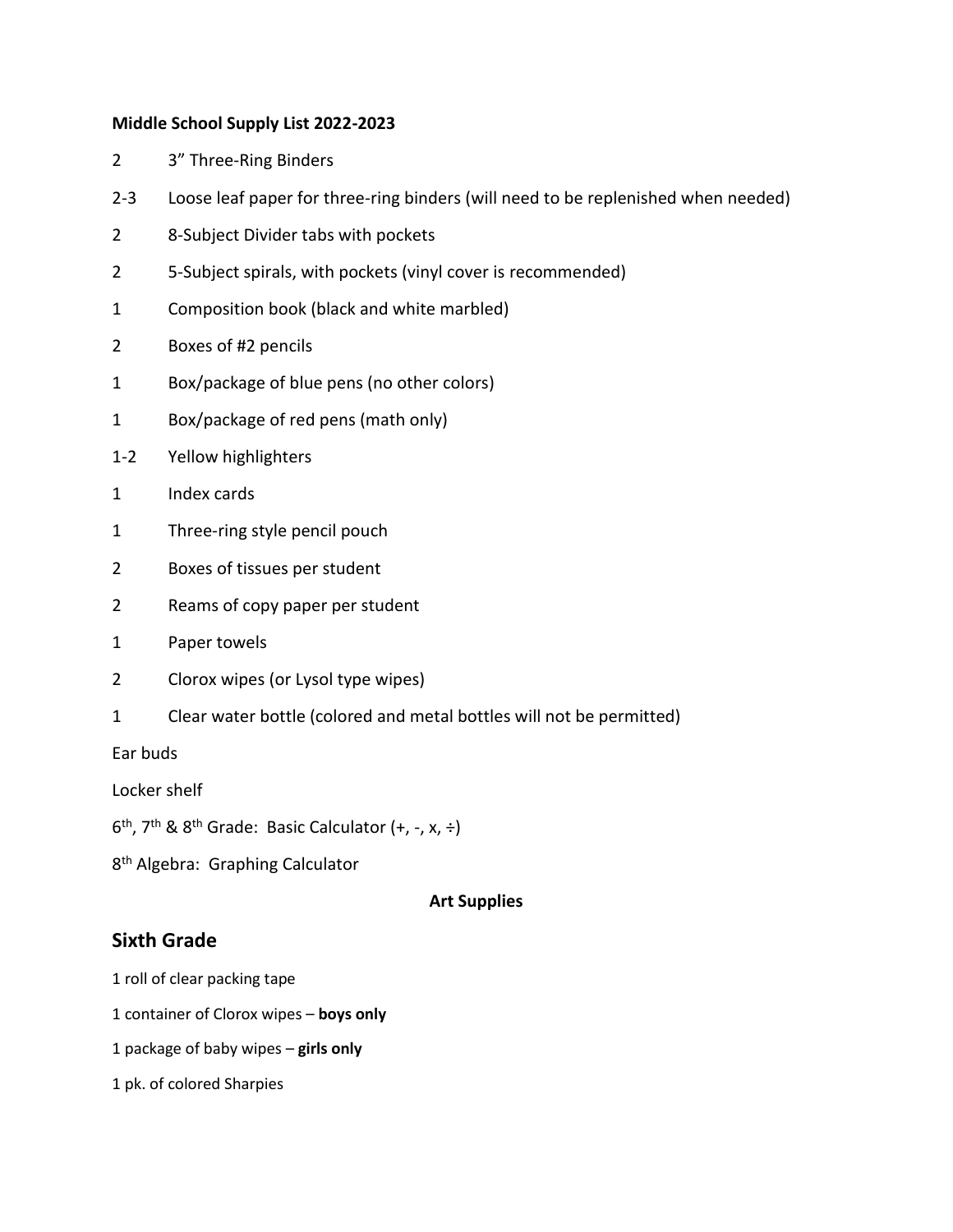**Middle School Supply List 2022-2023**

| Qty | Item |
|---|---|
| 2 | 3” Three-Ring Binders |
| 2-3 | Loose leaf paper for three-ring binders (will need to be replenished when needed) |
| 2 | 8-Subject Divider tabs with pockets |
| 2 | 5-Subject spirals, with pockets (vinyl cover is recommended) |
| 1 | Composition book (black and white marbled) |
| 2 | Boxes of #2 pencils |
| 1 | Box/package of blue pens (no other colors) |
| 1 | Box/package of red pens (math only) |
| 1-2 | Yellow highlighters |
| 1 | Index cards |
| 1 | Three-ring style pencil pouch |
| 2 | Boxes of tissues per student |
| 2 | Reams of copy paper per student |
| 1 | Paper towels |
| 2 | Clorox wipes (or Lysol type wipes) |
| 1 | Clear water bottle (colored and metal bottles will not be permitted) |

Ear buds

Locker shelf

6th, 7th & 8th Grade: Basic Calculator (+, -, x, ÷)

8th Algebra: Graphing Calculator

**Art Supplies**

## Sixth Grade

1 roll of clear packing tape

1 container of Clorox wipes – **boys only**

1 package of baby wipes – **girls only**

1 pk. of colored Sharpies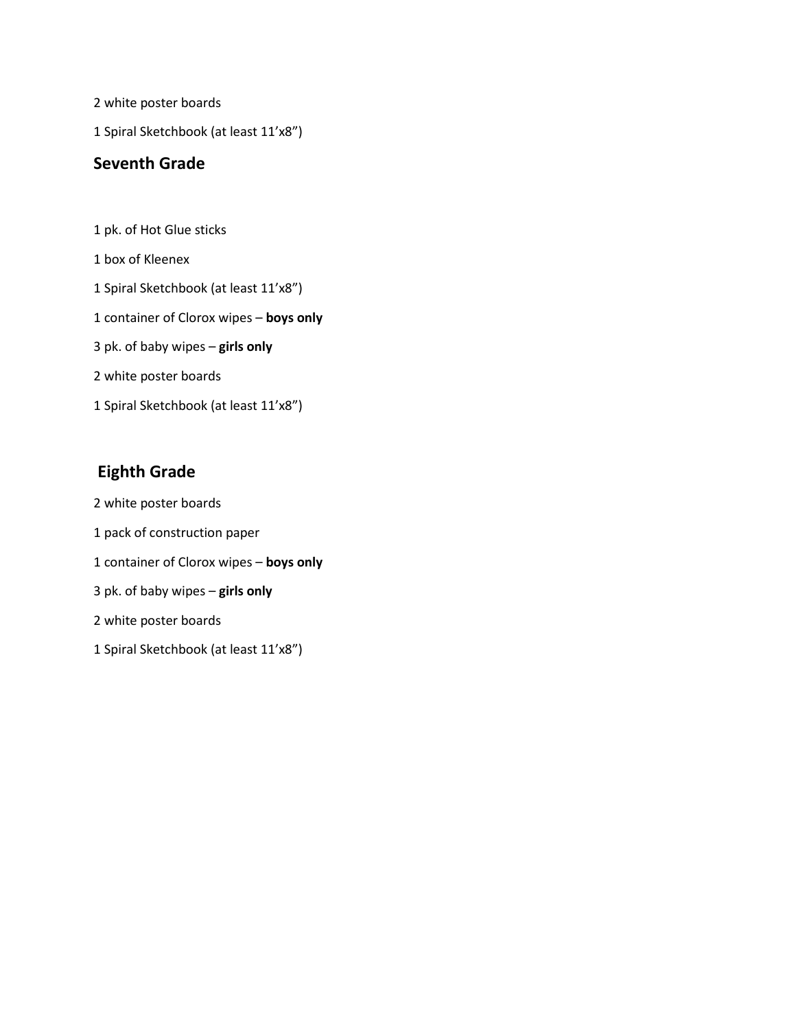2 white poster boards

1 Spiral Sketchbook (at least 11'x8")

## Seventh Grade

1 pk. of Hot Glue sticks

1 box of Kleenex

1 Spiral Sketchbook (at least 11'x8")

1 container of Clorox wipes – **boys only**

3 pk. of baby wipes – **girls only**

2 white poster boards

1 Spiral Sketchbook (at least 11'x8")

## Eighth Grade

2 white poster boards

1 pack of construction paper

1 container of Clorox wipes – **boys only**

3 pk. of baby wipes – **girls only**

2 white poster boards

1 Spiral Sketchbook (at least 11'x8")